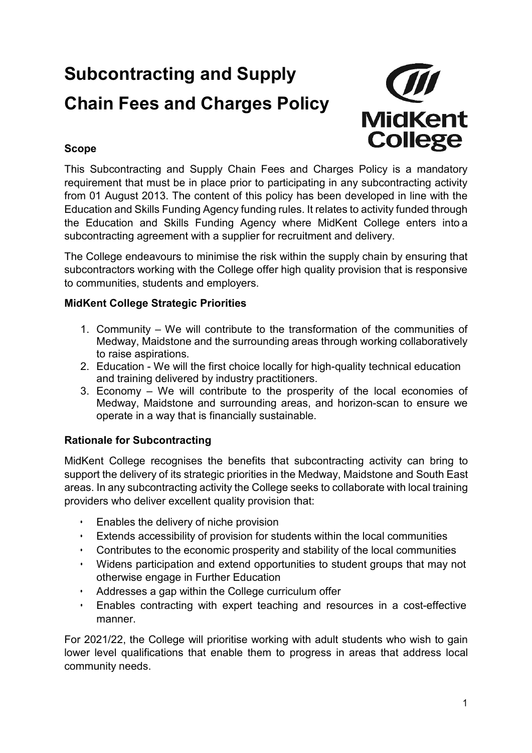# Subcontracting and Supply Chain Fees and Charges Policy

### Scope

This Subcontracting and Supply Chain Fees and Charges Policy is a mandatory requirement that must be in place prior to participating in any subcontracting activity from 01 August 2013. The content of this policy has been developed in line with the Education and Skills Funding Agency funding rules. It relates to activity funded through the Education and Skills Funding Agency where MidKent College enters into a subcontracting agreement with a supplier for recruitment and delivery.

The College endeavours to minimise the risk within the supply chain by ensuring that subcontractors working with the College offer high quality provision that is responsive to communities, students and employers.

### MidKent College Strategic Priorities

1. Community – We will contribute to the transformation of the communities of Medway, Maidstone and the surrounding areas through working collaboratively to raise aspirations.
2. Education - We will the first choice locally for high-quality technical education and training delivered by industry practitioners.
3. Economy – We will contribute to the prosperity of the local economies of Medway, Maidstone and surrounding areas, and horizon-scan to ensure we operate in a way that is financially sustainable.

### Rationale for Subcontracting

MidKent College recognises the benefits that subcontracting activity can bring to support the delivery of its strategic priorities in the Medway, Maidstone and South East areas. In any subcontracting activity the College seeks to collaborate with local training providers who deliver excellent quality provision that:

- Enables the delivery of niche provision
- Extends accessibility of provision for students within the local communities
- Contributes to the economic prosperity and stability of the local communities
- Widens participation and extend opportunities to student groups that may not otherwise engage in Further Education
- Addresses a gap within the College curriculum offer
- Enables contracting with expert teaching and resources in a cost-effective manner.

For 2021/22, the College will prioritise working with adult students who wish to gain lower level qualifications that enable them to progress in areas that address local community needs.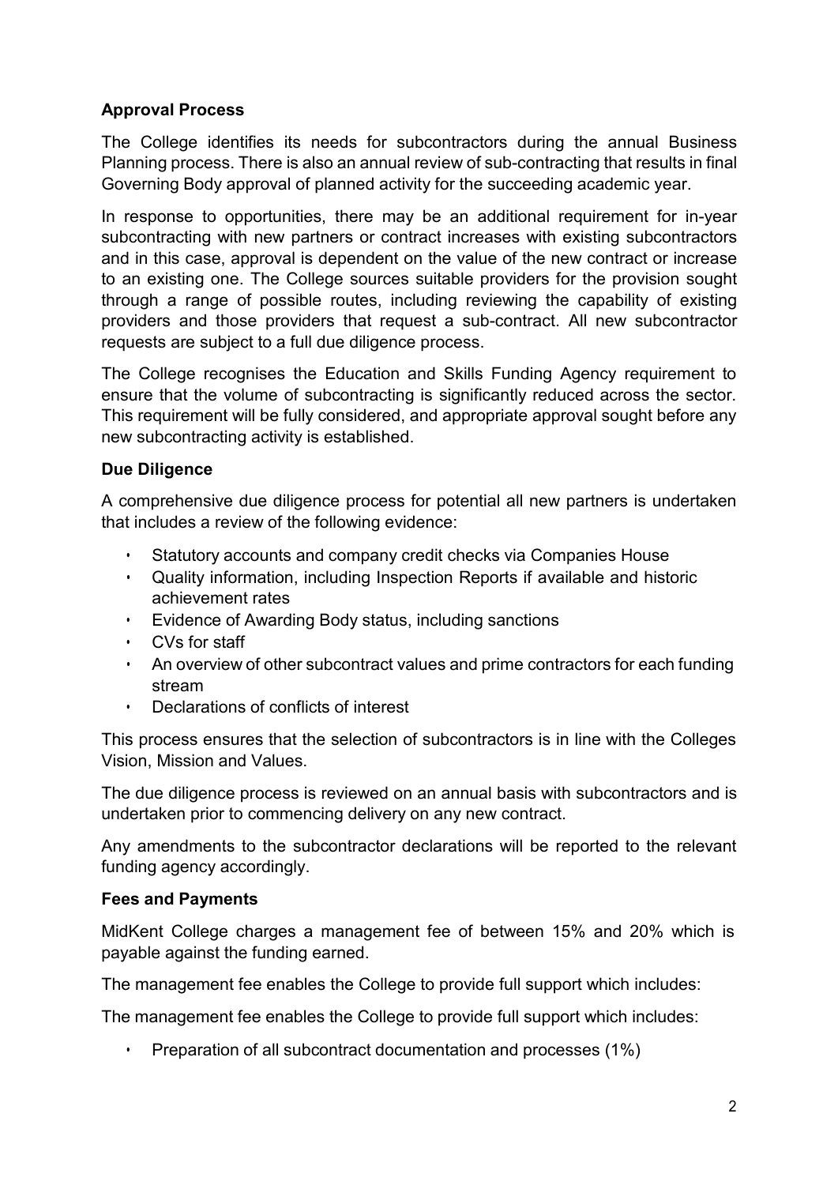**Approval Process**

The College identifies its needs for subcontractors during the annual Business Planning process. There is also an annual review of sub-contracting that results in final Governing Body approval of planned activity for the succeeding academic year.

In response to opportunities, there may be an additional requirement for in-year subcontracting with new partners or contract increases with existing subcontractors and in this case, approval is dependent on the value of the new contract or increase to an existing one. The College sources suitable providers for the provision sought through a range of possible routes, including reviewing the capability of existing providers and those providers that request a sub-contract. All new subcontractor requests are subject to a full due diligence process.

The College recognises the Education and Skills Funding Agency requirement to ensure that the volume of subcontracting is significantly reduced across the sector. This requirement will be fully considered, and appropriate approval sought before any new subcontracting activity is established.

**Due Diligence**

A comprehensive due diligence process for potential all new partners is undertaken that includes a review of the following evidence:

- Statutory accounts and company credit checks via Companies House
- Quality information, including Inspection Reports if available and historic achievement rates
- Evidence of Awarding Body status, including sanctions
- CVs for staff
- An overview of other subcontract values and prime contractors for each funding stream
- Declarations of conflicts of interest

This process ensures that the selection of subcontractors is in line with the Colleges Vision, Mission and Values.

The due diligence process is reviewed on an annual basis with subcontractors and is undertaken prior to commencing delivery on any new contract.

Any amendments to the subcontractor declarations will be reported to the relevant funding agency accordingly.

**Fees and Payments**

MidKent College charges a management fee of between 15% and 20% which is payable against the funding earned.

The management fee enables the College to provide full support which includes:

The management fee enables the College to provide full support which includes:

- Preparation of all subcontract documentation and processes (1%)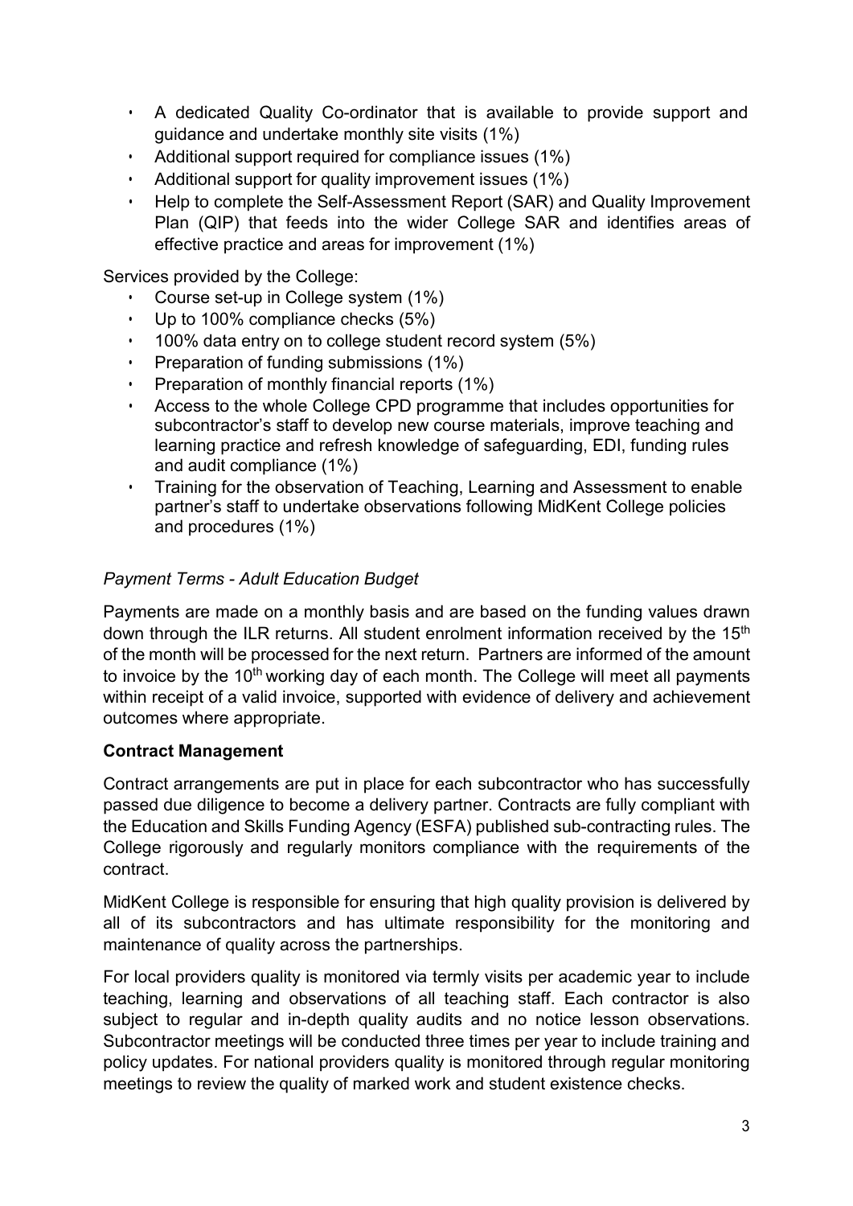- A dedicated Quality Co-ordinator that is available to provide support and guidance and undertake monthly site visits (1%)
- Additional support required for compliance issues (1%)
- Additional support for quality improvement issues (1%)
- Help to complete the Self-Assessment Report (SAR) and Quality Improvement Plan (QIP) that feeds into the wider College SAR and identifies areas of effective practice and areas for improvement (1%)

Services provided by the College:

- Course set-up in College system (1%)
- Up to 100% compliance checks (5%)
- 100% data entry on to college student record system (5%)
- Preparation of funding submissions (1%)
- Preparation of monthly financial reports (1%)
- Access to the whole College CPD programme that includes opportunities for subcontractor's staff to develop new course materials, improve teaching and learning practice and refresh knowledge of safeguarding, EDI, funding rules and audit compliance (1%)
- Training for the observation of Teaching, Learning and Assessment to enable partner's staff to undertake observations following MidKent College policies and procedures (1%)

*Payment Terms - Adult Education Budget*

Payments are made on a monthly basis and are based on the funding values drawn down through the ILR returns. All student enrolment information received by the 15th of the month will be processed for the next return. Partners are informed of the amount to invoice by the 10th working day of each month. The College will meet all payments within receipt of a valid invoice, supported with evidence of delivery and achievement outcomes where appropriate.

**Contract Management**

Contract arrangements are put in place for each subcontractor who has successfully passed due diligence to become a delivery partner. Contracts are fully compliant with the Education and Skills Funding Agency (ESFA) published sub-contracting rules. The College rigorously and regularly monitors compliance with the requirements of the contract.

MidKent College is responsible for ensuring that high quality provision is delivered by all of its subcontractors and has ultimate responsibility for the monitoring and maintenance of quality across the partnerships.

For local providers quality is monitored via termly visits per academic year to include teaching, learning and observations of all teaching staff. Each contractor is also subject to regular and in-depth quality audits and no notice lesson observations. Subcontractor meetings will be conducted three times per year to include training and policy updates. For national providers quality is monitored through regular monitoring meetings to review the quality of marked work and student existence checks.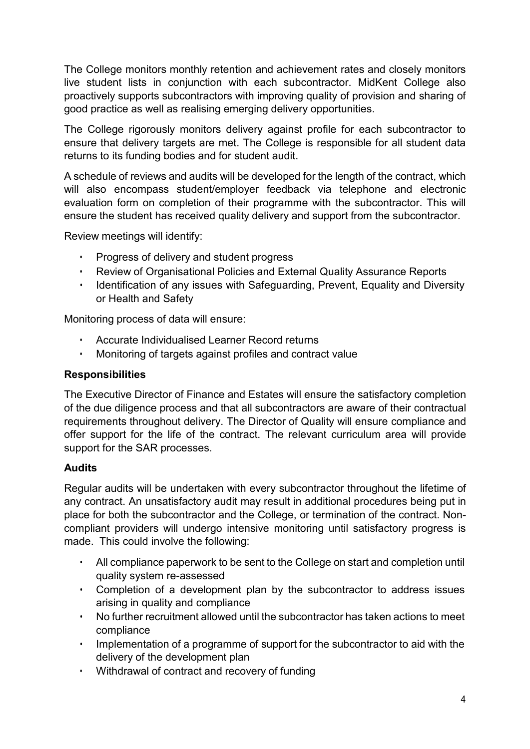The College monitors monthly retention and achievement rates and closely monitors live student lists in conjunction with each subcontractor. MidKent College also proactively supports subcontractors with improving quality of provision and sharing of good practice as well as realising emerging delivery opportunities.

The College rigorously monitors delivery against profile for each subcontractor to ensure that delivery targets are met. The College is responsible for all student data returns to its funding bodies and for student audit.

A schedule of reviews and audits will be developed for the length of the contract, which will also encompass student/employer feedback via telephone and electronic evaluation form on completion of their programme with the subcontractor. This will ensure the student has received quality delivery and support from the subcontractor.

Review meetings will identify:

- Progress of delivery and student progress
- Review of Organisational Policies and External Quality Assurance Reports
- Identification of any issues with Safeguarding, Prevent, Equality and Diversity or Health and Safety

Monitoring process of data will ensure:

- Accurate Individualised Learner Record returns
- Monitoring of targets against profiles and contract value

**Responsibilities**

The Executive Director of Finance and Estates will ensure the satisfactory completion of the due diligence process and that all subcontractors are aware of their contractual requirements throughout delivery. The Director of Quality will ensure compliance and offer support for the life of the contract. The relevant curriculum area will provide support for the SAR processes.

**Audits**

Regular audits will be undertaken with every subcontractor throughout the lifetime of any contract. An unsatisfactory audit may result in additional procedures being put in place for both the subcontractor and the College, or termination of the contract. Non-compliant providers will undergo intensive monitoring until satisfactory progress is made. This could involve the following:

- All compliance paperwork to be sent to the College on start and completion until quality system re-assessed
- Completion of a development plan by the subcontractor to address issues arising in quality and compliance
- No further recruitment allowed until the subcontractor has taken actions to meet compliance
- Implementation of a programme of support for the subcontractor to aid with the delivery of the development plan
- Withdrawal of contract and recovery of funding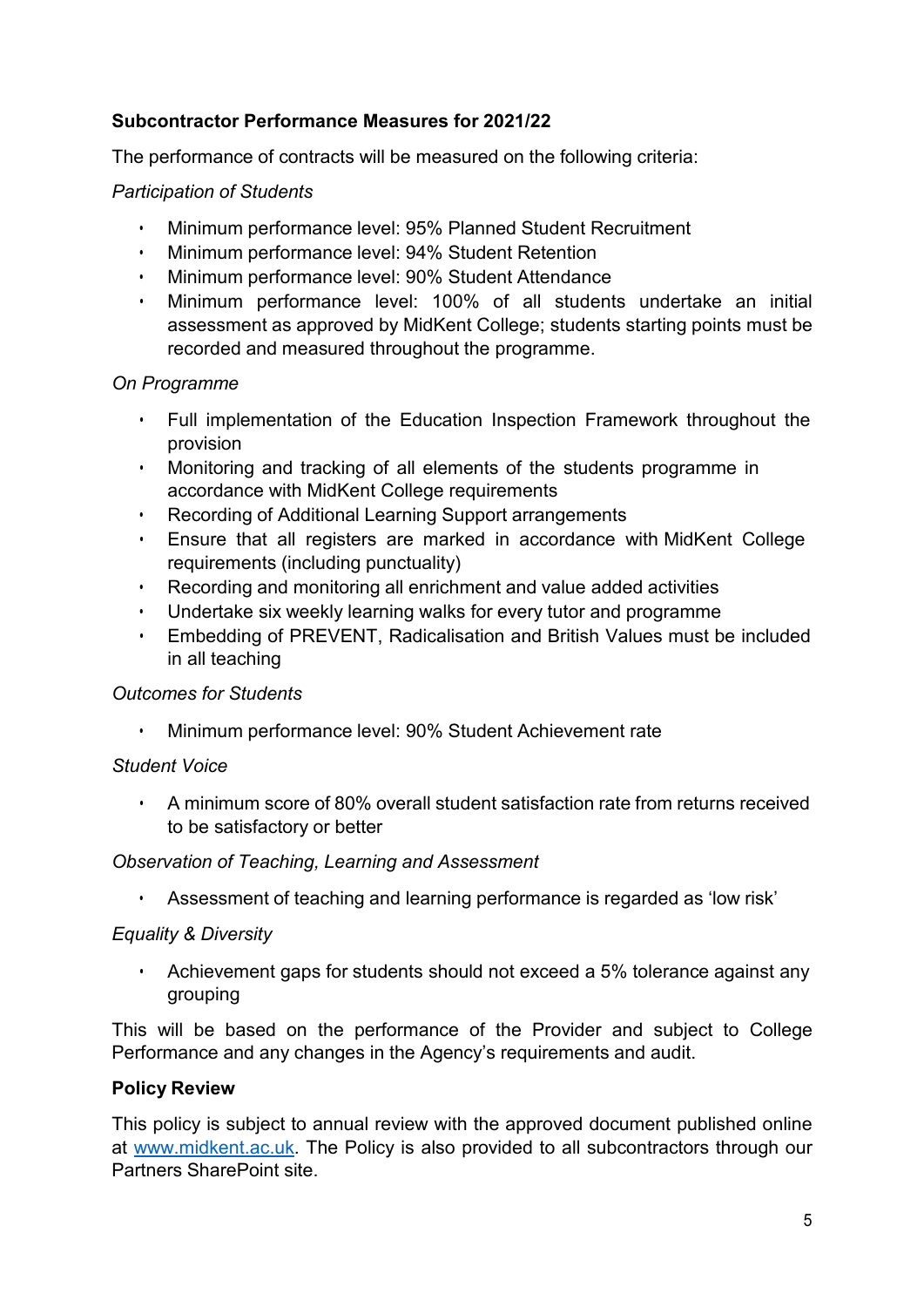**Subcontractor Performance Measures for 2021/22**

The performance of contracts will be measured on the following criteria:

*Participation of Students*

- Minimum performance level: 95% Planned Student Recruitment
- Minimum performance level: 94% Student Retention
- Minimum performance level: 90% Student Attendance
- Minimum performance level: 100% of all students undertake an initial assessment as approved by MidKent College; students starting points must be recorded and measured throughout the programme.

*On Programme*

- Full implementation of the Education Inspection Framework throughout the provision
- Monitoring and tracking of all elements of the students programme in accordance with MidKent College requirements
- Recording of Additional Learning Support arrangements
- Ensure that all registers are marked in accordance with MidKent College requirements (including punctuality)
- Recording and monitoring all enrichment and value added activities
- Undertake six weekly learning walks for every tutor and programme
- Embedding of PREVENT, Radicalisation and British Values must be included in all teaching

*Outcomes for Students*

- Minimum performance level: 90% Student Achievement rate

*Student Voice*

- A minimum score of 80% overall student satisfaction rate from returns received to be satisfactory or better

*Observation of Teaching, Learning and Assessment*

- Assessment of teaching and learning performance is regarded as 'low risk'

*Equality & Diversity*

- Achievement gaps for students should not exceed a 5% tolerance against any grouping

This will be based on the performance of the Provider and subject to College Performance and any changes in the Agency's requirements and audit.

**Policy Review**

This policy is subject to annual review with the approved document published online at [www.midkent.ac.uk](http://www.midkent.ac.uk). The Policy is also provided to all subcontractors through our Partners SharePoint site.